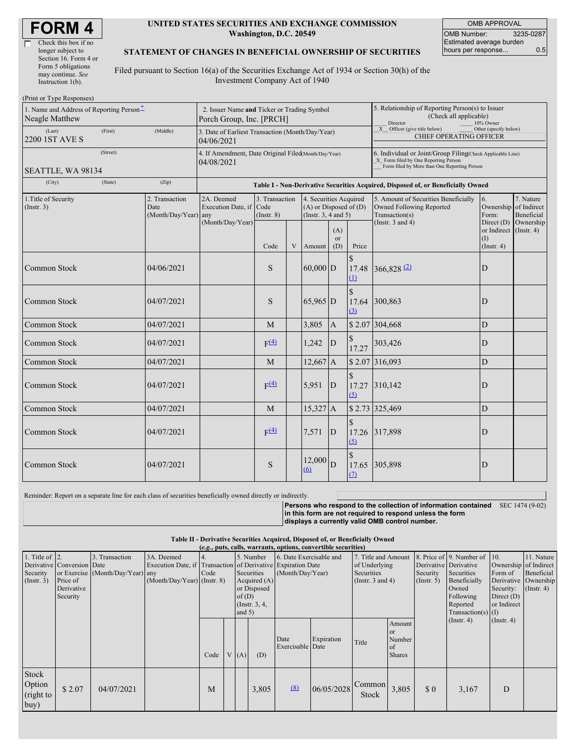# FORM 4

☐ Check this box if no longer subject to Section 16. Form 4 or Form 5 obligations may continue. *See* Instruction 1(b).

**UNITED STATES SECURITIES AND EXCHANGE COMMISSION**
**Washington, D.C. 20549**

**STATEMENT OF CHANGES IN BENEFICIAL OWNERSHIP OF SECURITIES**

Filed pursuant to Section 16(a) of the Securities Exchange Act of 1934 or Section 30(h) of the Investment Company Act of 1940

| OMB APPROVAL | |
|---|---|
| OMB Number: | 3235-0287 |
| Estimated average burden hours per response... | 0.5 |

(Print or Type Responses)

| 1. Name and Address of Reporting Person* | 2. Issuer Name **and** Ticker or Trading Symbol | 5. Relationship of Reporting Person(s) to Issuer (Check all applicable) |
|---|---|---|
| Neagle Matthew | Porch Group, Inc. [PRCH] | ___ Director ___ 10% Owner |
| (Last) (First) (Middle) 2200 1ST AVE S | 3. Date of Earliest Transaction (Month/Day/Year) 04/06/2021 | _X_ Officer (give title below) ___ Other (specify below) CHIEF OPERATING OFFICER |
| (Street) SEATTLE, WA 98134 | 4. If Amendment, Date Original Filed (Month/Day/Year) 04/08/2021 | 6. Individual or Joint/Group Filing (Check Applicable Line) _X_ Form filed by One Reporting Person ___ Form filed by More than One Reporting Person |
| (City) (State) (Zip) | | |

**Table I - Non-Derivative Securities Acquired, Disposed of, or Beneficially Owned**

| 1.Title of Security (Instr. 3) | 2. Transaction Date (Month/Day/Year) | 2A. Deemed Execution Date, if any (Month/Day/Year) | 3. Transaction Code (Instr. 8) | | 4. Securities Acquired (A) or Disposed of (D) (Instr. 3, 4 and 5) | | | 5. Amount of Securities Beneficially Owned Following Reported Transaction(s) (Instr. 3 and 4) | 6. Ownership Form: Direct (D) or Indirect (I) (Instr. 4) | 7. Nature of Indirect Beneficial Ownership (Instr. 4) |
|---|---|---|---|---|---|---|---|---|---|---|
| | | | Code | V | Amount | (A) or (D) | Price | | | |
| Common Stock | 04/06/2021 | | S | | 60,000 | D | $ 17.48 (1) | 366,828 (2) | D | |
| Common Stock | 04/07/2021 | | S | | 65,965 | D | $ 17.64 (3) | 300,863 | D | |
| Common Stock | 04/07/2021 | | M | | 3,805 | A | $ 2.07 | 304,668 | D | |
| Common Stock | 04/07/2021 | | F(4) | | 1,242 | D | $ 17.27 | 303,426 | D | |
| Common Stock | 04/07/2021 | | M | | 12,667 | A | $ 2.07 | 316,093 | D | |
| Common Stock | 04/07/2021 | | F(4) | | 5,951 | D | $ 17.27 (5) | 310,142 | D | |
| Common Stock | 04/07/2021 | | M | | 15,327 | A | $ 2.73 | 325,469 | D | |
| Common Stock | 04/07/2021 | | F(4) | | 7,571 | D | $ 17.26 (5) | 317,898 | D | |
| Common Stock | 04/07/2021 | | S | | 12,000 (6) | D | $ 17.65 (7) | 305,898 | D | |

Reminder: Report on a separate line for each class of securities beneficially owned directly or indirectly.

**Persons who respond to the collection of information contained in this form are not required to respond unless the form displays a currently valid OMB control number.** SEC 1474 (9-02)

**Table II - Derivative Securities Acquired, Disposed of, or Beneficially Owned**
**(*e.g.*, puts, calls, warrants, options, convertible securities)**

| 1. Title of Derivative Security (Instr. 3) | 2. Conversion or Exercise Price of Derivative Security | 3. Transaction Date (Month/Day/Year) | 3A. Deemed Execution Date, if any (Month/Day/Year) | 4. Transaction Code (Instr. 8) | | 5. Number of Derivative Securities Acquired (A) or Disposed of (D) (Instr. 3, 4, and 5) | | 6. Date Exercisable and Expiration Date (Month/Day/Year) | | 7. Title and Amount of Underlying Securities (Instr. 3 and 4) | | 8. Price of Derivative Security (Instr. 5) | 9. Number of Derivative Securities Beneficially Owned Following Reported Transaction(s) (Instr. 4) | 10. Ownership Form of Derivative Security: Direct (D) or Indirect (I) (Instr. 4) | 11. Nature of Indirect Beneficial Ownership (Instr. 4) |
|---|---|---|---|---|---|---|---|---|---|---|---|---|---|---|---|
| | | | | Code | V | (A) | (D) | Date Exercisable | Expiration Date | Title | Amount or Number of Shares | | | | |
| Stock Option (right to buy) | $ 2.07 | 04/07/2021 | | M | | | 3,805 | (8) | 06/05/2028 | Common Stock | 3,805 | $ 0 | 3,167 | D | |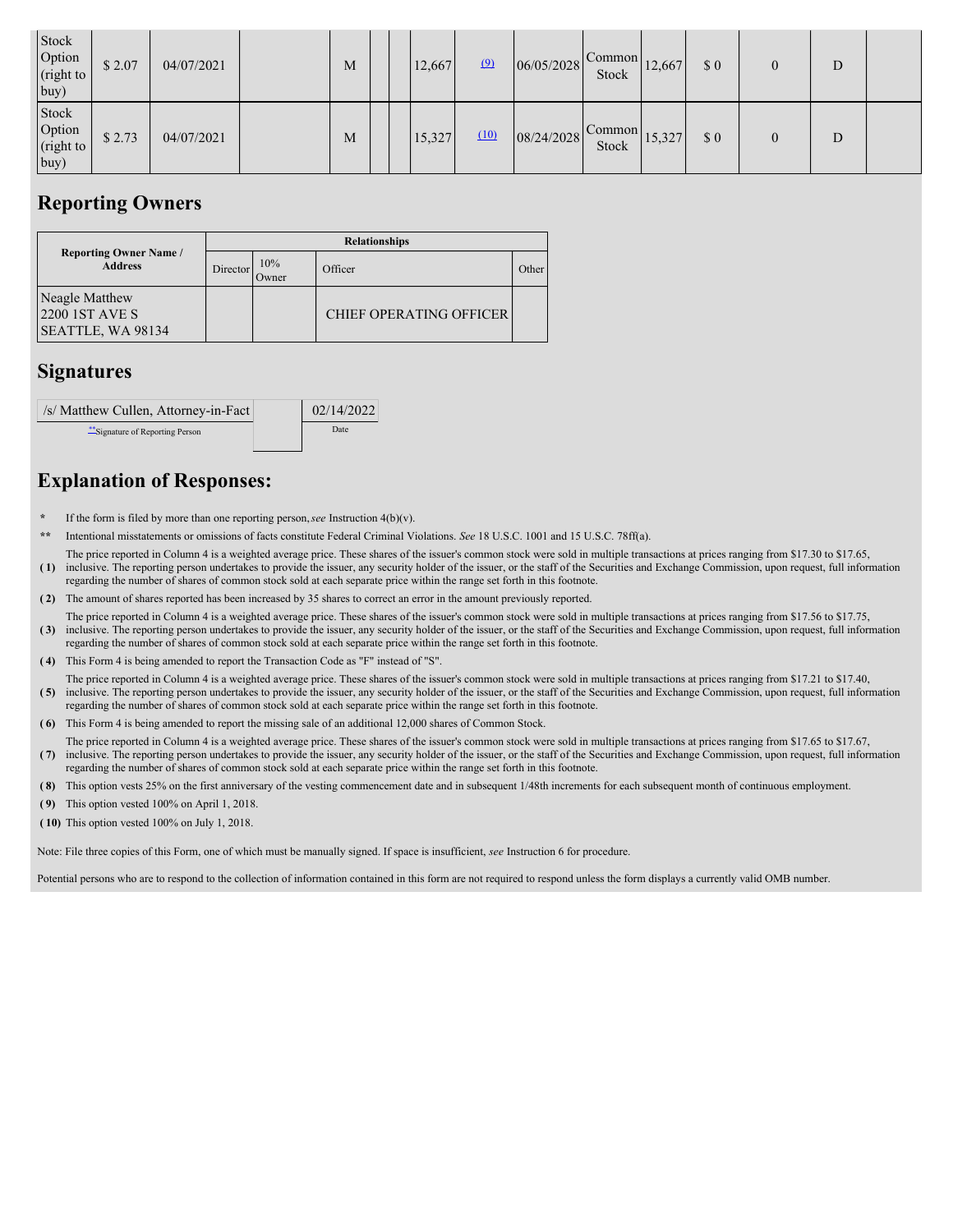| | | | | | | | | | | | | | | | |
|---|---|---|---|---|---|---|---|---|---|---|---|---|---|---|---|
| Stock Option (right to buy) | $ 2.07 | 04/07/2021 | | M | | | 12,667 | (9) | 06/05/2028 | Common Stock | 12,667 | $ 0 | 0 | D | |
| Stock Option (right to buy) | $ 2.73 | 04/07/2021 | | M | | | 15,327 | (10) | 08/24/2028 | Common Stock | 15,327 | $ 0 | 0 | D | |

## Reporting Owners

| Reporting Owner Name / Address | Relationships | | | |
|---|---|---|---|---|
| | Director | 10% Owner | Officer | Other |
| Neagle Matthew<br>2200 1ST AVE S<br>SEATTLE, WA 98134 | | | CHIEF OPERATING OFFICER | |

## Signatures

| | | |
|---|---|---|
| /s/ Matthew Cullen, Attorney-in-Fact | | 02/14/2022 |
| **Signature of Reporting Person | | Date |

## Explanation of Responses:

- \* If the form is filed by more than one reporting person, *see* Instruction 4(b)(v).
- \*\* Intentional misstatements or omissions of facts constitute Federal Criminal Violations. *See* 18 U.S.C. 1001 and 15 U.S.C. 78ff(a).
- ( 1) The price reported in Column 4 is a weighted average price. These shares of the issuer's common stock were sold in multiple transactions at prices ranging from $17.30 to $17.65, inclusive. The reporting person undertakes to provide the issuer, any security holder of the issuer, or the staff of the Securities and Exchange Commission, upon request, full information regarding the number of shares of common stock sold at each separate price within the range set forth in this footnote.
- ( 2) The amount of shares reported has been increased by 35 shares to correct an error in the amount previously reported.
- ( 3) The price reported in Column 4 is a weighted average price. These shares of the issuer's common stock were sold in multiple transactions at prices ranging from $17.56 to $17.75, inclusive. The reporting person undertakes to provide the issuer, any security holder of the issuer, or the staff of the Securities and Exchange Commission, upon request, full information regarding the number of shares of common stock sold at each separate price within the range set forth in this footnote.
- ( 4) This Form 4 is being amended to report the Transaction Code as "F" instead of "S".
- ( 5) The price reported in Column 4 is a weighted average price. These shares of the issuer's common stock were sold in multiple transactions at prices ranging from $17.21 to $17.40, inclusive. The reporting person undertakes to provide the issuer, any security holder of the issuer, or the staff of the Securities and Exchange Commission, upon request, full information regarding the number of shares of common stock sold at each separate price within the range set forth in this footnote.
- ( 6) This Form 4 is being amended to report the missing sale of an additional 12,000 shares of Common Stock.
- ( 7) The price reported in Column 4 is a weighted average price. These shares of the issuer's common stock were sold in multiple transactions at prices ranging from $17.65 to $17.67, inclusive. The reporting person undertakes to provide the issuer, any security holder of the issuer, or the staff of the Securities and Exchange Commission, upon request, full information regarding the number of shares of common stock sold at each separate price within the range set forth in this footnote.
- ( 8) This option vests 25% on the first anniversary of the vesting commencement date and in subsequent 1/48th increments for each subsequent month of continuous employment.
- ( 9) This option vested 100% on April 1, 2018.
- ( 10) This option vested 100% on July 1, 2018.

Note: File three copies of this Form, one of which must be manually signed. If space is insufficient, *see* Instruction 6 for procedure.

Potential persons who are to respond to the collection of information contained in this form are not required to respond unless the form displays a currently valid OMB number.